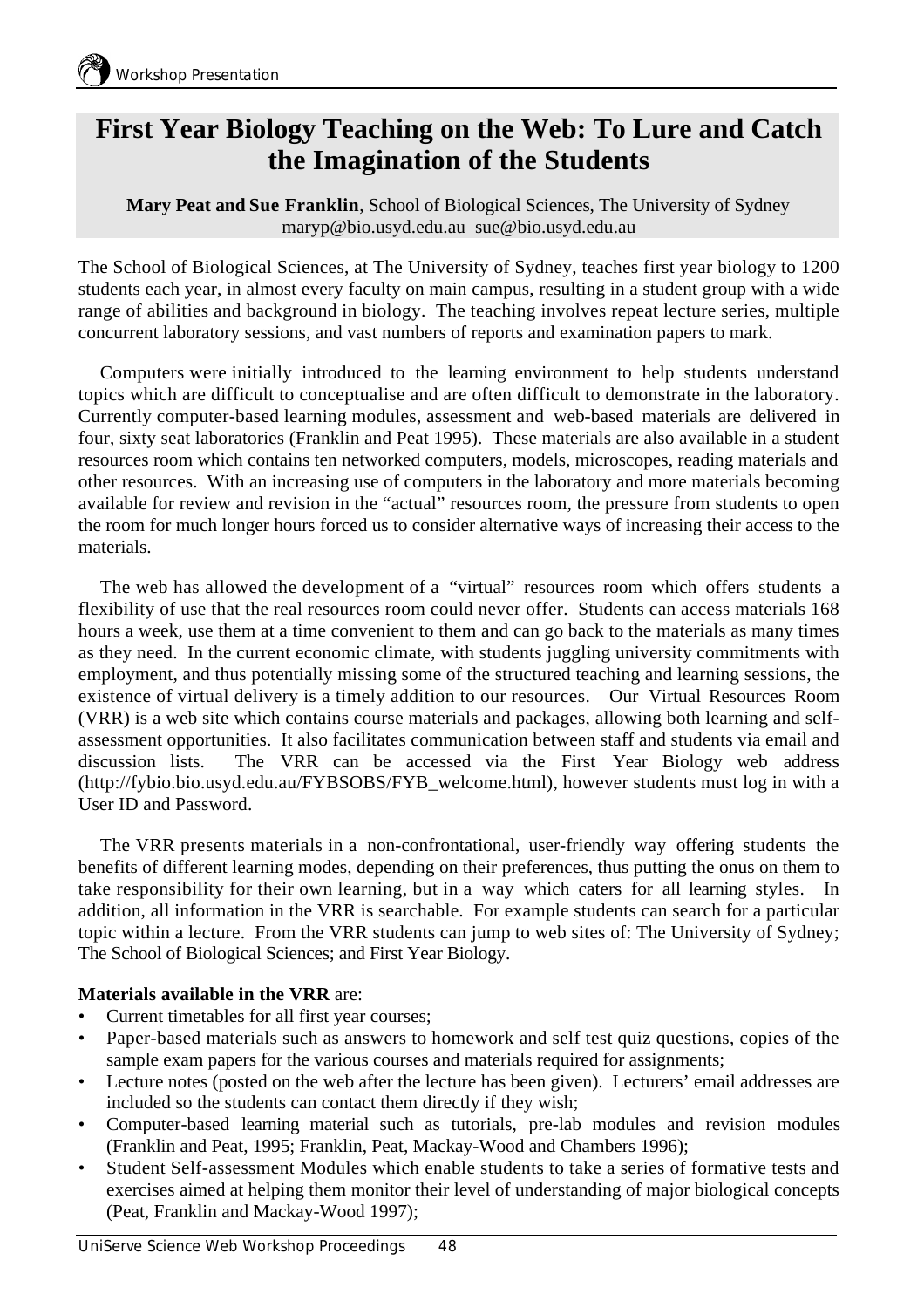Workshop Presentation

# First Year Biology Teaching on the Web: To Lure and Catch the Imagination of the Students

**Mary Peat and Sue Franklin**, School of Biological Sciences, The University of Sydney
maryp@bio.usyd.edu.au sue@bio.usyd.edu.au

The School of Biological Sciences, at The University of Sydney, teaches first year biology to 1200 students each year, in almost every faculty on main campus, resulting in a student group with a wide range of abilities and background in biology. The teaching involves repeat lecture series, multiple concurrent laboratory sessions, and vast numbers of reports and examination papers to mark.

Computers were initially introduced to the learning environment to help students understand topics which are difficult to conceptualise and are often difficult to demonstrate in the laboratory. Currently computer-based learning modules, assessment and web-based materials are delivered in four, sixty seat laboratories (Franklin and Peat 1995). These materials are also available in a student resources room which contains ten networked computers, models, microscopes, reading materials and other resources. With an increasing use of computers in the laboratory and more materials becoming available for review and revision in the "actual" resources room, the pressure from students to open the room for much longer hours forced us to consider alternative ways of increasing their access to the materials.

The web has allowed the development of a "virtual" resources room which offers students a flexibility of use that the real resources room could never offer. Students can access materials 168 hours a week, use them at a time convenient to them and can go back to the materials as many times as they need. In the current economic climate, with students juggling university commitments with employment, and thus potentially missing some of the structured teaching and learning sessions, the existence of virtual delivery is a timely addition to our resources. Our Virtual Resources Room (VRR) is a web site which contains course materials and packages, allowing both learning and self-assessment opportunities. It also facilitates communication between staff and students via email and discussion lists. The VRR can be accessed via the First Year Biology web address (http://fybio.bio.usyd.edu.au/FYBSOBS/FYB_welcome.html), however students must log in with a User ID and Password.

The VRR presents materials in a non-confrontational, user-friendly way offering students the benefits of different learning modes, depending on their preferences, thus putting the onus on them to take responsibility for their own learning, but in a way which caters for all learning styles. In addition, all information in the VRR is searchable. For example students can search for a particular topic within a lecture. From the VRR students can jump to web sites of: The University of Sydney; The School of Biological Sciences; and First Year Biology.

**Materials available in the VRR** are:

- Current timetables for all first year courses;
- Paper-based materials such as answers to homework and self test quiz questions, copies of the sample exam papers for the various courses and materials required for assignments;
- Lecture notes (posted on the web after the lecture has been given). Lecturers' email addresses are included so the students can contact them directly if they wish;
- Computer-based learning material such as tutorials, pre-lab modules and revision modules (Franklin and Peat, 1995; Franklin, Peat, Mackay-Wood and Chambers 1996);
- Student Self-assessment Modules which enable students to take a series of formative tests and exercises aimed at helping them monitor their level of understanding of major biological concepts (Peat, Franklin and Mackay-Wood 1997);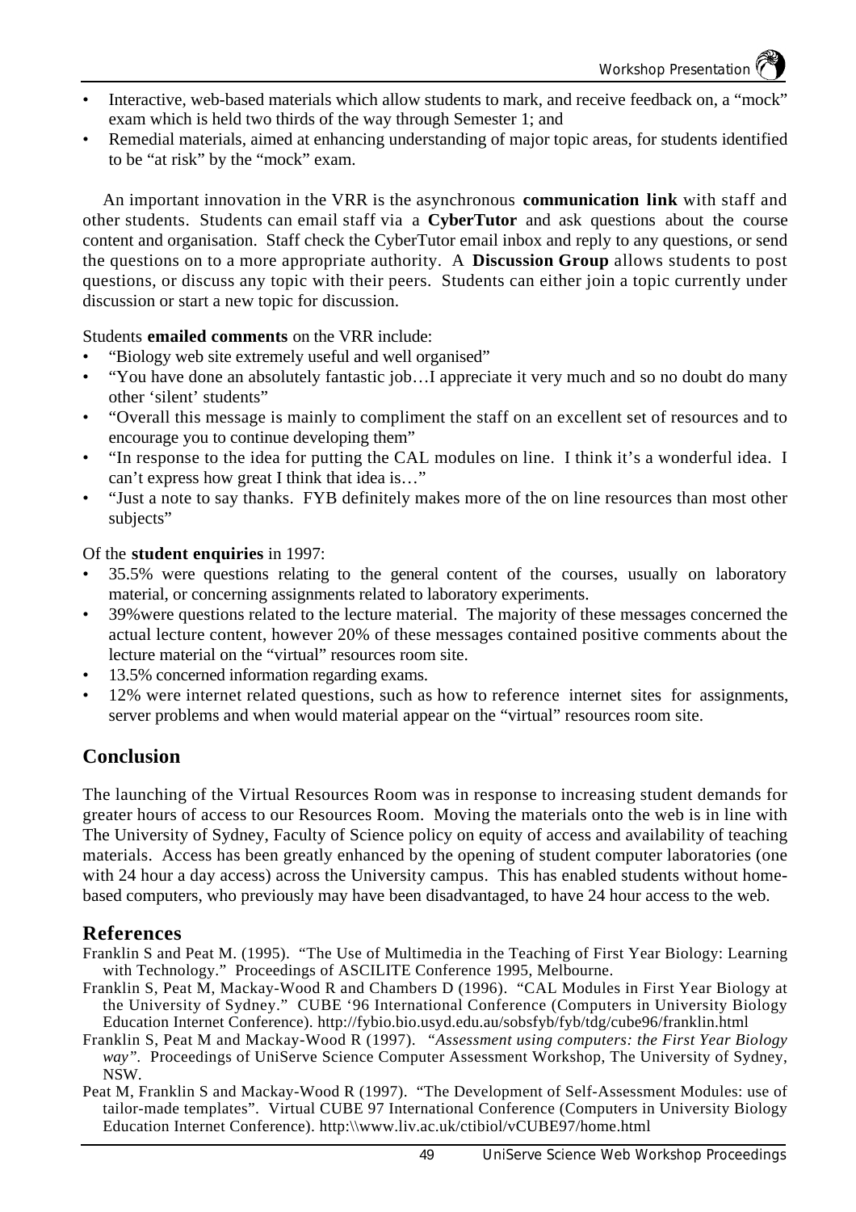- Interactive, web-based materials which allow students to mark, and receive feedback on, a "mock" exam which is held two thirds of the way through Semester 1; and
- Remedial materials, aimed at enhancing understanding of major topic areas, for students identified to be "at risk" by the "mock" exam.

An important innovation in the VRR is the asynchronous **communication link** with staff and other students. Students can email staff via a **CyberTutor** and ask questions about the course content and organisation. Staff check the CyberTutor email inbox and reply to any questions, or send the questions on to a more appropriate authority. A **Discussion Group** allows students to post questions, or discuss any topic with their peers. Students can either join a topic currently under discussion or start a new topic for discussion.

Students **emailed comments** on the VRR include:

- "Biology web site extremely useful and well organised"
- "You have done an absolutely fantastic job…I appreciate it very much and so no doubt do many other 'silent' students"
- "Overall this message is mainly to compliment the staff on an excellent set of resources and to encourage you to continue developing them"
- "In response to the idea for putting the CAL modules on line. I think it's a wonderful idea. I can't express how great I think that idea is…"
- "Just a note to say thanks. FYB definitely makes more of the on line resources than most other subjects"

Of the **student enquiries** in 1997:

- 35.5% were questions relating to the general content of the courses, usually on laboratory material, or concerning assignments related to laboratory experiments.
- 39%were questions related to the lecture material. The majority of these messages concerned the actual lecture content, however 20% of these messages contained positive comments about the lecture material on the "virtual" resources room site.
- 13.5% concerned information regarding exams.
- 12% were internet related questions, such as how to reference internet sites for assignments, server problems and when would material appear on the "virtual" resources room site.

## Conclusion

The launching of the Virtual Resources Room was in response to increasing student demands for greater hours of access to our Resources Room. Moving the materials onto the web is in line with The University of Sydney, Faculty of Science policy on equity of access and availability of teaching materials. Access has been greatly enhanced by the opening of student computer laboratories (one with 24 hour a day access) across the University campus. This has enabled students without home-based computers, who previously may have been disadvantaged, to have 24 hour access to the web.

## References

Franklin S and Peat M. (1995). "The Use of Multimedia in the Teaching of First Year Biology: Learning with Technology." Proceedings of ASCILITE Conference 1995, Melbourne.

Franklin S, Peat M, Mackay-Wood R and Chambers D (1996). "CAL Modules in First Year Biology at the University of Sydney." CUBE '96 International Conference (Computers in University Biology Education Internet Conference). http://fybio.bio.usyd.edu.au/sobsfyb/fyb/tdg/cube96/franklin.html

Franklin S, Peat M and Mackay-Wood R (1997). *"Assessment using computers: the First Year Biology way".* Proceedings of UniServe Science Computer Assessment Workshop, The University of Sydney, NSW.

Peat M, Franklin S and Mackay-Wood R (1997). "The Development of Self-Assessment Modules: use of tailor-made templates". Virtual CUBE 97 International Conference (Computers in University Biology Education Internet Conference). http:\\www.liv.ac.uk/ctibiol/vCUBE97/home.html